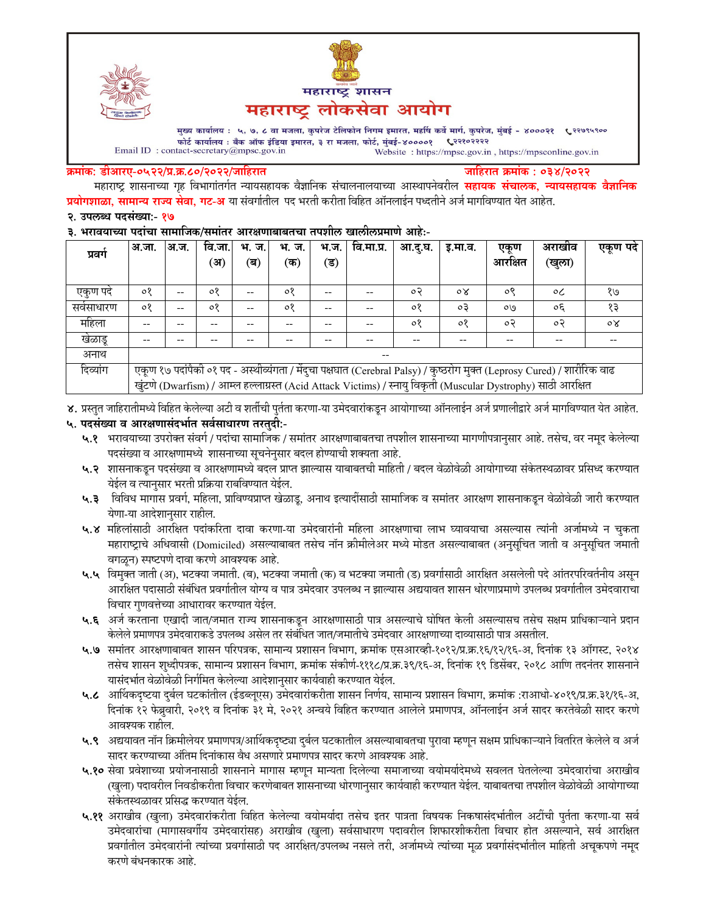# महाराष्ट्र शासन

# महाराष्ट्र लोकसेवा आयोग

मुख्य कार्यालय : ५, ७, ८ वा मजला, कुपरेज टेलिफोन निगम इमारत, महर्षि कर्वे मार्ग, कुपरेज, मुंबई - ४०००२१ ☎२२७९५९००
फोर्ट कार्यालय : बँक ऑफ इंडिया इमारत, ३ रा मजला, फोर्ट, मुंबई-४००००१ ☎२२१०२२२२
Email ID : contact-secretary@mpsc.gov.in
Website : https://mpsc.gov.in , https://mpsconline.gov.in

**क्रमांक: डीआरए-०५२२/प्र.क्र.८०/२०२२/जाहिरात** **जाहिरात क्रमांक : ०३४/२०२२**

महाराष्ट्र शासनाच्या गृह विभागांतर्गत न्यायसहायक वैज्ञानिक संचालनालयाच्या आस्थापनेवरील **सहायक संचालक, न्यायसहायक वैज्ञानिक प्रयोगशाळा, सामान्य राज्य सेवा, गट-अ** या संवर्गातील पद भरती करीता विहित ऑनलाईन पध्दतीने अर्ज मागविण्यात येत आहेत.

**२. उपलब्ध पदसंख्या:- १७**

**३. भरावयाच्या पदांचा सामाजिक/समांतर आरक्षणाबाबतचा तपशील खालीलप्रमाणे आहे:-**

| प्रवर्ग | अ.जा. | अ.ज. | वि.जा. (अ) | भ. ज. (ब) | भ. ज. (क) | भ.ज. (ड) | वि.मा.प्र. | आ.दु.घ. | इ.मा.व. | एकुण आरक्षित | अराखीव (खुला) | एकुण पदे |
|---|---|---|---|---|---|---|---|---|---|---|---|---|
| एकुण पदे | ०१ | -- | ०१ | -- | ०१ | -- | -- | ०२ | ०४ | ०९ | ०८ | १७ |
| सर्वसाधारण | ०१ | -- | ०१ | -- | ०१ | -- | -- | ०१ | ०३ | ०७ | ०६ | १३ |
| महिला | -- | -- | -- | -- | -- | -- | -- | ०१ | ०१ | ०२ | ०२ | ०४ |
| खेळाडू | -- | -- | -- | -- | -- | -- | -- | -- | -- | -- | -- | -- |
| अनाथ | -- | | | | | | | | | | | |
| दिव्यांग | एकूण १७ पदांपैकी ०१ पद - अस्थीव्यंगता / मेंदुचा पक्षघात (Cerebral Palsy) / कुष्ठरोग मुक्त (Leprosy Cured) / शारीरिक वाढ खुंटणे (Dwarfism) / आम्ल हल्लाग्रस्त (Acid Attack Victims) / स्नायु विकृती (Muscular Dystrophy) साठी आरक्षित | | | | | | | | | | | |

४. प्रस्तुत जाहिरातीमध्ये विहित केलेल्या अटी व शर्तीची पुर्तता करणा-या उमेदवारांकडून आयोगाच्या ऑनलाईन अर्ज प्रणालीद्वारे अर्ज मागविण्यात येत आहेत.

**५. पदसंख्या व आरक्षणासंदर्भात सर्वसाधारण तरतुदी:-**

**५.१** भरावयाच्या उपरोक्त संवर्ग / पदांचा सामाजिक / समांतर आरक्षणाबाबतचा तपशील शासनाच्या मागणीपत्रानुसार आहे. तसेच, वर नमूद केलेल्या पदसंख्या व आरक्षणामध्ये शासनाच्या सूचनेनुसार बदल होण्याची शक्यता आहे.

**५.२** शासनाकडून पदसंख्या व आरक्षणामध्ये बदल प्राप्त झाल्यास याबाबतची माहिती / बदल वेळोवेळी आयोगाच्या संकेतस्थळावर प्रसिध्द करण्यात येईल व त्यानुसार भरती प्रक्रिया राबविण्यात येईल.

**५.३** विविध मागास प्रवर्ग, महिला, प्राविण्यप्राप्त खेळाडू, अनाथ इत्यादींसाठी सामाजिक व समांतर आरक्षण शासनाकडून वेळोवेळी जारी करण्यात येणा-या आदेशानुसार राहील.

**५.४** महिलांसाठी आरक्षित पदांकरिता दावा करणा-या उमेदवारांनी महिला आरक्षणाचा लाभ घ्यावयाचा असल्यास त्यांनी अर्जामध्ये न चुकता महाराष्ट्राचे अधिवासी (Domiciled) असल्याबाबत तसेच नॉन क्रीमीलेअर मध्ये मोडत असल्याबाबत (अनुसूचित जाती व अनुसूचित जमाती वगळून) स्पष्टपणे दावा करणे आवश्यक आहे.

**५.५** विमुक्त जाती (अ), भटक्या जमाती. (ब), भटक्या जमाती (क) व भटक्या जमाती (ड) प्रवर्गासाठी आरक्षित असलेली पदे आंतरपरिवर्तनीय असून आरक्षित पदासाठी संबंधित प्रवर्गातील योग्य व पात्र उमेदवार उपलब्ध न झाल्यास अद्ययावत शासन धोरणाप्रमाणे उपलब्ध प्रवर्गातील उमेदवाराचा विचार गुणवत्तेच्या आधारावर करण्यात येईल.

**५.६** अर्ज करताना एखादी जात/जमात राज्य शासनाकडून आरक्षणासाठी पात्र असल्याचे घोषित केली असल्यासच तसेच सक्षम प्राधिका-याने प्रदान केलेले प्रमाणपत्र उमेदवाराकडे उपलब्ध असेल तर संबंधित जात/जमातीचे उमेदवार आरक्षणाच्या दाव्यासाठी पात्र असतील.

**५.७** समांतर आरक्षणाबाबत शासन परिपत्रक, सामान्य प्रशासन विभाग, क्रमांक एसआरव्ही-१०१२/प्र.क्र.१६/१२/१६-अ, दिनांक १३ ऑगस्ट, २०१४ तसेच शासन शुध्दीपत्रक, सामान्य प्रशासन विभाग, क्रमांक संकीर्ण-१११८/प्र.क्र.३९/१६-अ, दिनांक १९ डिसेंबर, २०१८ आणि तदनंतर शासनाने यासंदर्भात वेळोवेळी निर्गमित केलेल्या आदेशानुसार कार्यवाही करण्यात येईल.

**५.८** आर्थिकदृष्टया दुर्बल घटकांतील (ईडब्लूएस) उमेदवारांकरीता शासन निर्णय, सामान्य प्रशासन विभाग, क्रमांक :राआधो-४०१९/प्र.क्र.३१/१६-अ, दिनांक १२ फेब्रुवारी, २०१९ व दिनांक ३१ मे, २०२१ अन्वये विहित करण्यात आलेले प्रमाणपत्र, ऑनलाईन अर्ज सादर करतेवेळी सादर करणे आवश्यक राहील.

**५.९** अद्ययावत नॉन क्रिमीलेयर प्रमाणपत्र/आर्थिकदृष्ट्या दुर्बल घटकातील असल्याबाबतचा पुरावा म्हणून सक्षम प्राधिका-याने वितरित केलेले व अर्ज सादर करण्याच्या अंतिम दिनांकास वैध असणारे प्रमाणपत्र सादर करणे आवश्यक आहे.

**५.१०** सेवा प्रवेशाच्या प्रयोजनासाठी शासनाने मागास म्हणून मान्यता दिलेल्या समाजाच्या वयोमर्यादेमध्ये सवलत घेतलेल्या उमेदवारांचा अराखीव (खुला) पदावरील निवडीकरीता विचार करणेबाबत शासनाच्या धोरणानुसार कार्यवाही करण्यात येईल. याबाबतचा तपशील वेळोवेळी आयोगाच्या संकेतस्थळावर प्रसिद्ध करण्यात येईल.

**५.११** अराखीव (खुला) उमेदवारांकरीता विहित केलेल्या वयोमर्यादा तसेच इतर पात्रता विषयक निकषासंदर्भातील अटींची पुर्तता करणा-या सर्व उमेदवारांचा (मागासवर्गीय उमेदवारांसह) अराखीव (खुला) सर्वसाधारण पदावरील शिफारशीकरीता विचार होत असल्याने, सर्व आरक्षित प्रवर्गातील उमेदवारांनी त्यांच्या प्रवर्गासाठी पद आरक्षित/उपलब्ध नसले तरी, अर्जामध्ये त्यांच्या मूळ प्रवर्गासंदर्भातील माहिती अचूकपणे नमूद करणे बंधनकारक आहे.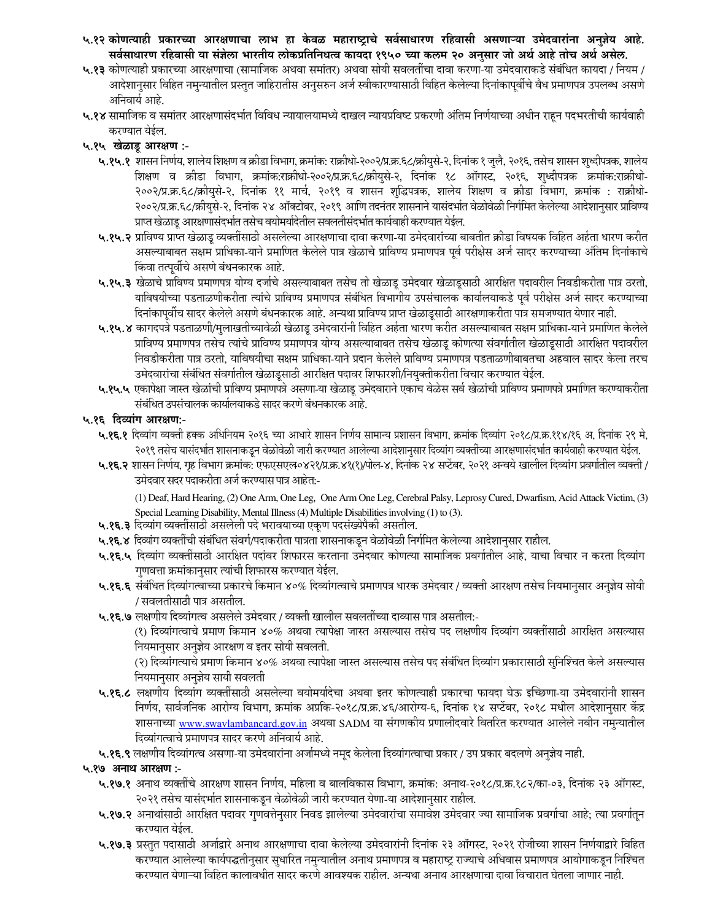**५.१२ कोणत्याही प्रकारच्या आरक्षणाचा लाभ हा केवळ महाराष्ट्राचे सर्वसाधारण रहिवासी असणाऱ्या उमेदवारांना अनुज्ञेय आहे. सर्वसाधारण रहिवासी या संज्ञेला भारतीय लोकप्रतिनिधत्व कायदा १९५० च्या कलम २० अनुसार जो अर्थ आहे तोच अर्थ असेल.**

**५.१३** कोणत्याही प्रकारच्या आरक्षणाचा (सामाजिक अथवा समांतर) अथवा सोयी सवलतींचा दावा करणा-या उमेदवाराकडे संबंधित कायदा / नियम / आदेशानुसार विहित नमुन्यातील प्रस्तुत जाहिरातीस अनुसरुन अर्ज स्वीकारण्यासाठी विहित केलेल्या दिनांकापूर्वीचे वैध प्रमाणपत्र उपलब्ध असणे अनिवार्य आहे.

**५.१४** सामाजिक व समांतर आरक्षणासंदर्भात विविध न्यायालयामध्ये दाखल न्यायप्रविष्ट प्रकरणी अंतिम निर्णयाच्या अधीन राहून पदभरतीची कार्यवाही करण्यात येईल.

**५.१५ खेळाडू आरक्षण :-**

**५.१५.१** शासन निर्णय, शालेय शिक्षण व क्रीडा विभाग, क्रमांक: राक्रीधो-२००२/प्र.क्र.६८/क्रीयुसे-२, दिनांक १ जुलै, २०१६, तसेच शासन शुध्दीपत्रक, शालेय शिक्षण व क्रीडा विभाग, क्रमांक:राक्रीधो-२००२/प्र.क्र.६८/क्रीयुसे-२, दिनांक १८ ऑगस्ट, २०१६, शुध्दीपत्रक क्रमांक:राक्रीधो-२००२/प्र.क्र.६८/क्रीयुसे-२, दिनांक ११ मार्च, २०१९ व शासन शुद्धिपत्रक, शालेय शिक्षण व क्रीडा विभाग, क्रमांक : राक्रीधो-२००२/प्र.क्र.६८/क्रीयुसे-२, दिनांक २४ ऑक्टोबर, २०१९ आणि तदनंतर शासनाने यासंदर्भात वेळोवेळी निर्गमित केलेल्या आदेशानुसार प्राविण्य प्राप्त खेळाडू आरक्षणासंदर्भात तसेच वयोमर्यादेतील सवलतीसंदर्भात कार्यवाही करण्यात येईल.

**५.१५.२** प्राविण्य प्राप्त खेळाडू व्यक्तींसाठी असलेल्या आरक्षणाचा दावा करणा-या उमेदवारांच्या बाबतीत क्रीडा विषयक विहित अर्हता धारण करीत असल्याबाबत सक्षम प्राधिका-याने प्रमाणित केलेले पात्र खेळाचे प्राविण्य प्रमाणपत्र पूर्व परीक्षेस अर्ज सादर करण्याच्या अंतिम दिनांकाचे किंवा तत्पूर्वीचे असणे बंधनकारक आहे.

**५.१५.३** खेळाचे प्राविण्य प्रमाणपत्र योग्य दर्जाचे असल्याबाबत तसेच तो खेळाडू उमेदवार खेळाडूसाठी आरक्षित पदावरील निवडीकरीता पात्र ठरतो, याविषयीच्या पडताळणीकरीता त्यांचे प्राविण्य प्रमाणपत्र संबंधित विभागीय उपसंचालक कार्यालयाकडे पूर्व परीक्षेस अर्ज सादर करण्याच्या दिनांकापूर्वीच सादर केलेले असणे बंधनकारक आहे. अन्यथा प्राविण्य प्राप्त खेळाडूसाठी आरक्षणाकरीता पात्र समजण्यात येणार नाही.

**५.१५.४** कागदपत्रे पडताळणी/मुलाखतीच्यावेळी खेळाडू उमेदवारांनी विहित अर्हता धारण करीत असल्याबाबत सक्षम प्राधिका-याने प्रमाणित केलेले प्राविण्य प्रमाणपत्र तसेच त्यांचे प्राविण्य प्रमाणपत्र योग्य असल्याबाबत तसेच खेळाडू कोणत्या संवर्गातील खेळाडूसाठी आरक्षित पदावरील निवडीकरीता पात्र ठरतो, याविषयीचा सक्षम प्राधिका-याने प्रदान केलेले प्राविण्य प्रमाणपत्र पडताळणीबाबतचा अहवाल सादर केला तरच उमेदवारांचा संबंधित संवर्गातील खेळाडूसाठी आरक्षित पदावर शिफारशी/नियुक्तीकरीता विचार करण्यात येईल.

**५.१५.५** एकापेक्षा जास्त खेळांची प्राविण्य प्रमाणपत्रे असणा-या खेळाडू उमेदवाराने एकाच वेळेस सर्व खेळांची प्राविण्य प्रमाणपत्रे प्रमाणित करण्याकरीता संबंधित उपसंचालक कार्यालयाकडे सादर करणे बंधनकारक आहे.

**५.१६ दिव्यांग आरक्षण:-**

**५.१६.१** दिव्यांग व्यक्ती हक्क अधिनियम २०१६ च्या आधारे शासन निर्णय सामान्य प्रशासन विभाग, क्रमांक दिव्यांग २०१८/प्र.क्र.११४/१६ अ, दिनांक २९ मे, २०१९ तसेच यासंदर्भात शासनाकडून वेळोवेळी जारी करण्यात आलेल्या आदेशानुसार दिव्यांग व्यक्तींच्या आरक्षणासंदर्भात कार्यवाही करण्यात येईल.

**५.१६.२** शासन निर्णय, गृह विभाग क्रमांक: एफएसएल०४२१/प्र.क्र.४१(१)/पोल-४, दिनांक २४ सप्टेंबर, २०२१ अन्वये खालील दिव्यांग प्रवर्गातील व्यक्ती / उमेदवार सदर पदाकरीता अर्ज करण्यास पात्र आहेत:-

(1) Deaf, Hard Hearing, (2) One Arm, One Leg, One Arm One Leg, Cerebral Palsy, Leprosy Cured, Dwarfism, Acid Attack Victim, (3) Special Learning Disability, Mental Illness (4) Multiple Disabilities involving (1) to (3).

**५.१६.३** दिव्यांग व्यक्तींसाठी असलेली पदे भरावयाच्या एकूण पदसंख्येपैकी असतील.

**५.१६.४** दिव्यांग व्यक्तींची संबंधित संवर्ग/पदाकरीता पात्रता शासनाकडून वेळोवेळी निर्गमित केलेल्या आदेशानुसार राहील.

**५.१६.५** दिव्यांग व्यक्तींसाठी आरक्षित पदांवर शिफारस करताना उमेदवार कोणत्या सामाजिक प्रवर्गातील आहे, याचा विचार न करता दिव्यांग गुणवत्ता क्रमांकानुसार त्यांची शिफारस करण्यात येईल.

**५.१६.६** संबंधित दिव्यांगत्वाच्या प्रकारचे किमान ४०% दिव्यांगत्वाचे प्रमाणपत्र धारक उमेदवार / व्यक्ती आरक्षण तसेच नियमानुसार अनुज्ञेय सोयी / सवलतीसाठी पात्र असतील.

**५.१६.७** लक्षणीय दिव्यांगत्व असलेले उमेदवार / व्यक्ती खालील सवलतींच्या दाव्यास पात्र असतील:-

(१) दिव्यांगत्वाचे प्रमाण किमान ४०% अथवा त्यापेक्षा जास्त असल्यास तसेच पद लक्षणीय दिव्यांग व्यक्तींसाठी आरक्षित असल्यास नियमानुसार अनुज्ञेय आरक्षण व इतर सोयी सवलती.

(२) दिव्यांगत्याचे प्रमाण किमान ४०% अथवा त्यापेक्षा जास्त असल्यास तसेच पद संबंधित दिव्यांग प्रकारासाठी सुनिश्चित केले असल्यास नियमानुसार अनुज्ञेय सायी सवलती

**५.१६.८** लक्षणीय दिव्यांग व्यक्तींसाठी असलेल्या वयोमर्यादेचा अथवा इतर कोणत्याही प्रकारचा फायदा घेऊ इच्छिणा-या उमेदवारांनी शासन निर्णय, सार्वजनिक आरोग्य विभाग, क्रमांक अप्रकि-२०१८/प्र.क्र.४६/आरोग्य-६, दिनांक १४ सप्टेंबर, २०१८ मधील आदेशानुसार केंद्र शासनाच्या www.swavlambancard.gov.in अथवा SADM या संगणकीय प्रणालीदवारे वितरित करण्यात आलेले नवीन नमुन्यातील दिव्यांगत्वाचे प्रमाणपत्र सादर करणे अनिवार्य आहे.

**५.१६.९** लक्षणीय दिव्यांगत्व असणा-या उमेदवारांना अर्जामध्ये नमूद केलेला दिव्यांगत्वाचा प्रकार / उप प्रकार बदलणे अनुज्ञेय नाही.

**५.१७ अनाथ आरक्षण :-**

**५.१७.१** अनाथ व्यक्तींचे आरक्षण शासन निर्णय, महिला व बालविकास विभाग, क्रमांक: अनाथ-२०१८/प्र.क्र.१८२/का-०३, दिनांक २३ ऑगस्ट, २०२१ तसेच यासंदर्भात शासनाकडून वेळोवेळी जारी करण्यात येणा-या आदेशानुसार राहील.

**५.१७.२** अनाथांसाठी आरक्षित पदावर गुणवत्तेनुसार निवड झालेल्या उमेदवारांचा समावेश उमेदवार ज्या सामाजिक प्रवर्गाचा आहे; त्या प्रवर्गातून करण्यात येईल.

**५.१७.३** प्रस्तुत पदासाठी अर्जाद्वारे अनाथ आरक्षणाचा दावा केलेल्या उमेदवारांनी दिनांक २३ ऑगस्ट, २०२१ रोजीच्या शासन निर्णयाद्वारे विहित करण्यात आलेल्या कार्यपद्धतीनुसार सुधारित नमुन्यातील अनाथ प्रमाणपत्र व महाराष्ट्र राज्याचे अधिवास प्रमाणपत्र आयोगाकडून निश्चित करण्यात येणाऱ्या विहित कालावधीत सादर करणे आवश्यक राहील. अन्यथा अनाथ आरक्षणाचा दावा विचारात घेतला जाणार नाही.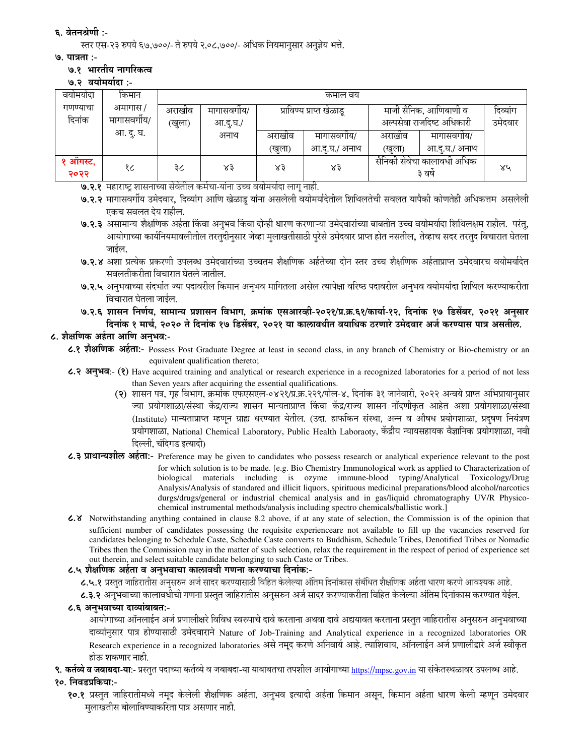### ६. वेतनश्रेणी :-

स्तर एस-२३ रुपये ६७,७००/- ते रुपये २,०८,७००/- अधिक नियमानुसार अनुज्ञेय भत्ते.

### ७. पात्रता :-

#### ७.१ भारतीय नागरिकत्व

#### ७.२ वयोमर्यादा :-

| वयोमर्यादा गणण्याचा दिनांक | किमान अमागास / मागासवर्गीय/ आ. दु. घ. | कमाल वय | | | | | | | |
|---|---|---|---|---|---|---|---|---|
| | | अराखीव (खुला) | मागासवर्गीय/ आ.दु.घ./ अनाथ | प्राविण्य प्राप्त खेळाडू | | माजी सैनिक, आणिबाणी व अल्पसेवा राजदिष्ट अधिकारी | | दिव्यांग उमेदवार |
| | | | | अराखीव (खुला) | मागासवर्गीय/ आ.दु.घ./ अनाथ | अराखीव (खुला) | मागासवर्गीय/ आ.दु.घ./ अनाथ | |
| **१ ऑगस्ट, २०२२** | १८ | ३८ | ४३ | ४३ | ४३ | सैनिकी सेवेचा कालावधी अधिक ३ वर्षे | | ४५ |

**७.२.१** महाराष्ट्र शासनाच्या सेवेतील कर्मचा-यांना उच्च वयोमर्यादा लागू नाही.

**७.२.२** मागासवर्गीय उमेदवार, दिव्यांग आणि खेळाडू यांना असलेली वयोमर्यादेतील शिथिलतेची सवलत यापैकी कोणतेही अधिकत्तम असलेली एकच सवलत देय राहील.

**७.२.३** असामान्य शैक्षणिक अर्हता किंवा अनुभव किंवा दोन्ही धारण करणाऱ्या उमेदवारांच्या बाबतीत उच्च वयोमर्यादा शिथिलक्षम राहील. परंतु, आयोगाच्या कार्यनियमावलीतील तरतुदीनुसार जेव्हा मुलाखतीसाठी पुरेसे उमेदवार प्राप्त होत नसतील, तेव्हाच सदर तरतुद विचारात घेतला जाईल.

**७.२.४** अशा प्रत्येक प्रकरणी उपलब्ध उमेदवारांच्या उच्चतम शैक्षणिक अर्हतेच्या दोन स्तर उच्च शैक्षणिक अर्हताप्राप्त उमेदवारच वयोमर्यादेत सवलतीकरीता विचारात घेतले जातील.

**७.२.५** अनुभवाच्या संदर्भात ज्या पदावरील किमान अनुभव मागितला असेल त्यापेक्षा वरिष्ठ पदावरील अनुभव वयोमर्यादा शिथिल करण्याकरीता विचारात घेतला जाईल.

**७.२.६ शासन निर्णय, सामान्य प्रशासन विभाग, क्रमांक एसआरव्ही-२०२१/प्र.क्र.६१/कार्या-१२, दिनांक १७ डिसेंबर, २०२१ अनुसार दिनांक १ मार्च, २०२० ते दिनांक १७ डिसेंबर, २०२१ या कालावधीत वयाधिक ठरणारे उमेदवार अर्ज करण्यास पात्र असतील.**

### ८. शैक्षणिक अर्हता आणि अनुभव:-

**८.१ शैक्षणिक अर्हता:-** Possess Post Graduate Degree at least in second class, in any branch of Chemistry or Bio-chemistry or an equivalent qualification thereto;

**८.२ अनुभव:-** (१) Have acquired training and analytical or research experience in a recognized laboratories for a period of not less than Seven years after acquiring the essential qualifications.

(२) शासन पत्र, गृह विभाग, क्रमांक एफएसएल-०४२१/प्र.क्र.२२९/पोल-४, दिनांक ३१ जानेवारी, २०२२ अन्वये प्राप्त अभिप्रायानुसार ज्या प्रयोगशाळा/संस्था केंद्र/राज्य शासन मान्यताप्राप्त किंवा केंद्र/राज्य शासन नोंदणीकृत आहेत अशा प्रयोगशाळा/संस्था (Institute) मान्यताप्राप्त म्हणून ग्राह्य धरण्यात येतील. (उदा. हाफकिन संस्था, अन्न व औषध प्रयोगशाळा, प्रदुषण नियंत्रण प्रयोगशाळा, National Chemical Laboratory, Public Health Laboraoty, केंद्रीय न्यायसहायक वैज्ञानिक प्रयोगशाळा, नवी दिल्ली, चंदिगड इत्यादी)

**८.३ प्राधान्यशील अर्हता:-** Preference may be given to candidates who possess research or analytical experience relevant to the post for which solution is to be made. [e.g. Bio Chemistry Immunological work as applied to Characterization of biological materials including is ozyme immune-blood typing/Analytical Toxicology/Drug Analysis/Analysis of standared and illicit liquors, spirituous medicinal preparations/blood alcohol/narcotics durgs/drugs/general or industrial chemical analysis and in gas/liquid chromatography UV/R Physico-chemical instrumental methods/analysis including spectro chemicals/ballistic work.]

**८.४** Notwithstanding anything contained in clause 8.2 above, if at any state of selection, the Commission is of the opinion that sufficient number of candidates possessing the requisite experienceare not available to fill up the vacancies reserved for candidates belonging to Schedule Caste, Schedule Caste converts to Buddhism, Schedule Tribes, Denotified Tribes or Nomadic Tribes then the Commission may in the matter of such selection, relax the requirement in the respect of period of experience set out therein, and select suitable candidate belonging to such Caste or Tribes.

**८.५ शैक्षणिक अर्हता व अनुभवाचा कालावधी गणना करण्याचा दिनांक:-**

**८.५.१** प्रस्तुत जाहिरातीस अनुसरुन अर्ज सादर करण्यासाठी विहित केलेल्या अंतिम दिनांकास संबंधित शैक्षणिक अर्हता धारण करणे आवश्यक आहे.

**८.३.२** अनुभवाच्या कालावधीची गणना प्रस्तुत जाहिरातीस अनुसरुन अर्ज सादर करण्याकरीता विहित केलेल्या अंतिम दिनांकास करण्यात येईल.

**८.६ अनुभवाच्या दाव्यांबाबत:-**

आयोगाच्या ऑनलाईन अर्ज प्रणालीक्षरे विविध स्वरुपाचे दावे करताना अथवा दावे अद्ययावत करताना प्रस्तुत जाहिरातीस अनुसरुन अनुभवाच्या दाव्यांनुसार पात्र होण्यासाठी उमेदवाराने Nature of Job-Training and Analytical experience in a recognized laboratories OR Research experience in a recognized laboratories असे नमूद करणे अनिवार्य आहे. त्याशिवाय, ऑनलाईन अर्ज प्रणालीद्वारे अर्ज स्वीकृत होऊ शकणार नाही.

**९. कर्तव्ये व जबाबदा-या:-** प्रस्तुत पदाच्या कर्तव्ये व जबाबदा-या याबाबतचा तपशील आयोगाच्या https://mpsc.gov.in या संकेतस्थळावर उपलब्ध आहे.

### १०. निवडप्रकिया:-

**१०.१** प्रस्तुत जाहिरातीमध्ये नमूद केलेली शैक्षणिक अर्हता, अनुभव इत्यादी अर्हता किमान असून, किमान अर्हता धारण केली म्हणून उमेदवार मुलाखतीस बोलाविण्याकरिता पात्र असणार नाही.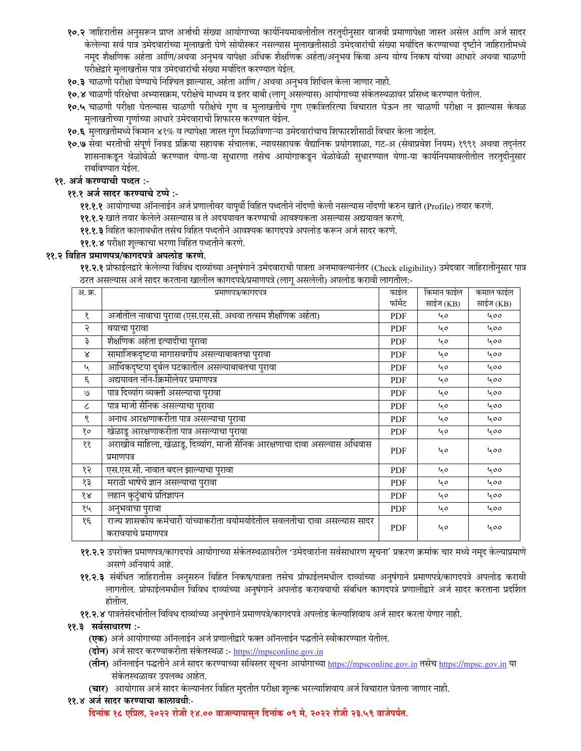**१०.२** जाहिरातीस अनुसरून प्राप्त अर्जाची संख्या आयोगाच्या कार्यनियमावलीतील तरतुदीनुसार वाजवी प्रमाणापेक्षा जास्त असेल आणि अर्ज सादर केलेल्या सर्व पात्र उमेदवारांच्या मुलाखती घेणे सोयीस्कर नसल्यास मुलाखतीसाठी उमेदवारांची संख्या मर्यादित करण्याच्या दृष्टीने जाहिरातीमध्ये नमूद शैक्षणिक अर्हता आणि/अथवा अनुभव यापेक्षा अधिक शैक्षणिक अर्हता/अनुभव किंवा अन्य योग्य निकष यांच्या आधारे अथवा चाळणी परीक्षेद्वारे मुलाखतीस पात्र उमेदवारांची संख्या मर्यादित करण्यात येईल.

**१०.३** चाळणी परीक्षा घेण्याचे निश्चित झाल्यास, अर्हता आणि / अथवा अनुभव शिथिल केला जाणार नाही.

**१०.४** चाळणी परिक्षेचा अभ्यासक्रम, परीक्षेचे माध्यम व इतर बाबी (लागू असल्यास) आयोगाच्या संकेतस्थळावर प्रसिध्द करण्यात येतील.

**१०.५** चाळणी परीक्षा घेतल्यास चाळणी परीक्षेचे गुण व मुलाखतीचे गुण एकत्रितरित्या विचारात घेऊन तर चाळणी परीक्षा न झाल्यास केवळ मुलाखतीच्या गुणांच्या आधारे उमेदवाराची शिफारस करण्यात येईल.

**१०.६** मुलाखतीमध्ये किमान ४१% व त्यापेक्षा जास्त गुण मिळविणाऱ्या उमेदवारांचाच शिफारशीसाठी विचार केला जाईल.

**१०.७** सेवा भरतीची संपूर्ण निवड प्रक्रिया सहायक संचालक, न्यायसहायक वैज्ञानिक प्रयोगशाळा, गट-अ (सेवाप्रवेश नियम) १९९१ अथवा तद्नंतर शासनाकडून वेळोवेळी करण्यात येणा-या सुधारणा तसेच आयोगाकडून वेळोवेळी सुधारण्यात येणा-या कार्यनियमावलीतील तरतुदीनुसार राबविण्यात येईल.

## ११. अर्ज करण्याची पध्दत :-

### ११.१ अर्ज सादर करण्याचे टप्पे :-

**११.१.१** आयोगाच्या ऑनलाईन अर्ज प्रणालीवर यापुर्वी विहित पध्दतीने नोंदणी केली नसल्यास नोंदणी करुन खाते (Profile) तयार करणे.

**११.१.२** खाते तयार केलेले असल्यास व ते अदययावत करण्याची आवश्यकता असल्यास अद्ययावत करणे.

**११.१.३** विहित कालावधीत तसेच विहित पध्दतीने आवश्यक कागदपत्रे अपलोड करून अर्ज सादर करणे.

**११.१.४** परीक्षा शुल्काचा भरणा विहित पध्दतीने करणे.

### ११.२ विहित प्रमाणपत्र/कागदपत्रे अपलोड करणे.

**११.२.१** प्रोफाईलद्वारे केलेल्या विविध दाव्यांच्या अनुषंगाने उमेदवाराची पात्रता अजमावल्यानंतर (Check eligibility) उमेदवार जाहिरातीनुसार पात्र ठरत असल्यास अर्ज सादर करताना खालील कागदपत्रे/प्रमाणपत्रे (लागू असलेली) अपलोड करावी लागतील:-

| अ. क्र. | प्रमाणपत्र/कागदपत्र | फाईल फॉर्मेट | किमान फाईल साईज (KB) | कमाल फाईल साईज (KB) |
|---|---|---|---|---|
| १ | अर्जातील नावाचा पुरावा (एस.एस.सी. अथवा तत्सम शैक्षणिक अर्हता) | PDF | ५० | ५०० |
| २ | वयाचा पुरावा | PDF | ५० | ५०० |
| ३ | शैक्षणिक अर्हता इत्यादीचा पुरावा | PDF | ५० | ५०० |
| ४ | सामाजिकदृष्टया मागासवर्गीय असल्याबाबतचा पुरावा | PDF | ५० | ५०० |
| ५ | आर्थिकदृष्टया दुर्बल घटकातील असल्याबाबतचा पुरावा | PDF | ५० | ५०० |
| ६ | अद्ययावत नॉन-क्रिमीलेयर प्रमाणपत्र | PDF | ५० | ५०० |
| ७ | पात्र दिव्यांग व्यक्ती असल्याचा पुरावा | PDF | ५० | ५०० |
| ८ | पात्र माजी सैनिक असल्याचा पुरावा | PDF | ५० | ५०० |
| ९ | अनाथ आरक्षणाकरीता पात्र असल्याचा पुरावा | PDF | ५० | ५०० |
| १० | खेळाडू आरक्षणाकरीता पात्र असल्याचा पुरावा | PDF | ५० | ५०० |
| ११ | अराखीव महिला, खेळाडू, दिव्यांग, माजी सैनिक आरक्षणाचा दावा असल्यास अधिवास प्रमाणपत्र | PDF | ५० | ५०० |
| १२ | एस.एस.सी. नावात बदल झाल्याचा पुरावा | PDF | ५० | ५०० |
| १३ | मराठी भाषेचे ज्ञान असल्याचा पुरावा | PDF | ५० | ५०० |
| १४ | लहान कुटुंबाचे प्रतिज्ञापन | PDF | ५० | ५०० |
| १५ | अनुभवाचा पुरावा | PDF | ५० | ५०० |
| १६ | राज्य शासकीय कर्मचारी यांच्याकरीता वयोमर्यादेतील सवलतीचा दावा असल्यास सादर करावयाचे प्रमाणपत्र | PDF | ५० | ५०० |

**११.२.२** उपरोक्त प्रमाणपत्र/कागदपत्रे आयोगाच्या संकेतस्थळावरील 'उमेदवारांना सर्वसाधारण सूचना' प्रकरण क्रमांक चार मध्ये नमूद केल्याप्रमाणे असणे अनिवार्य आहे.

**११.२.३** संबंधित जाहिरातीस अनुसरुन विहित निकष/पात्रता तसेच प्रोफाईलमधील दाव्यांच्या अनुषंगाने प्रमाणपत्रे/कागदपत्रे अपलोड करावी लागतील. प्रोफाईलमधील विविध दाव्यांच्या अनुषंगाने अपलोड करावयाची संबधित कागदपत्रे प्रणालीद्वारे अर्ज सादर करताना प्रदर्शित होतील.

**११.२.४** पात्रतेसंदर्भातील विविध दाव्यांच्या अनुषंगाने प्रमाणपत्रे/कागदपत्रे अपलोड केल्याशिवाय अर्ज सादर करता येणार नाही.

### ११.३ सर्वसाधारण :-

**(एक)** अर्ज आयोगाच्या ऑनलाईन अर्ज प्रणालीद्वारे फक्त ऑनलाईन पद्धतीने स्वीकारण्यात येतील.

**(दोन)** अर्ज सादर करण्याकरीता संकेतस्थळ :- https://mpsconline.gov.in

**(तीन)** ऑनलाईन पद्धतीने अर्ज सादर करण्याच्या सविस्तर सूचना आयोगाच्या https://mpsconline.gov.in तसेच https://mpsc.gov.in या संकेतस्थळावर उपलब्ध आहेत.

**(चार)** आयोगास अर्ज सादर केल्यानंतर विहित मुदतीत परीक्षा शुल्क भरल्याशिवाय अर्ज विचारात घेतला जाणार नाही.

### ११.४ अर्ज सादर करण्याचा कालावधी:-

**दिनांक १८ एप्रिल, २०२२ रोजी १४.०० वाजल्यापासून दिनांक ०९ मे, २०२२ रोजी २३.५९ वाजेपर्यंत.**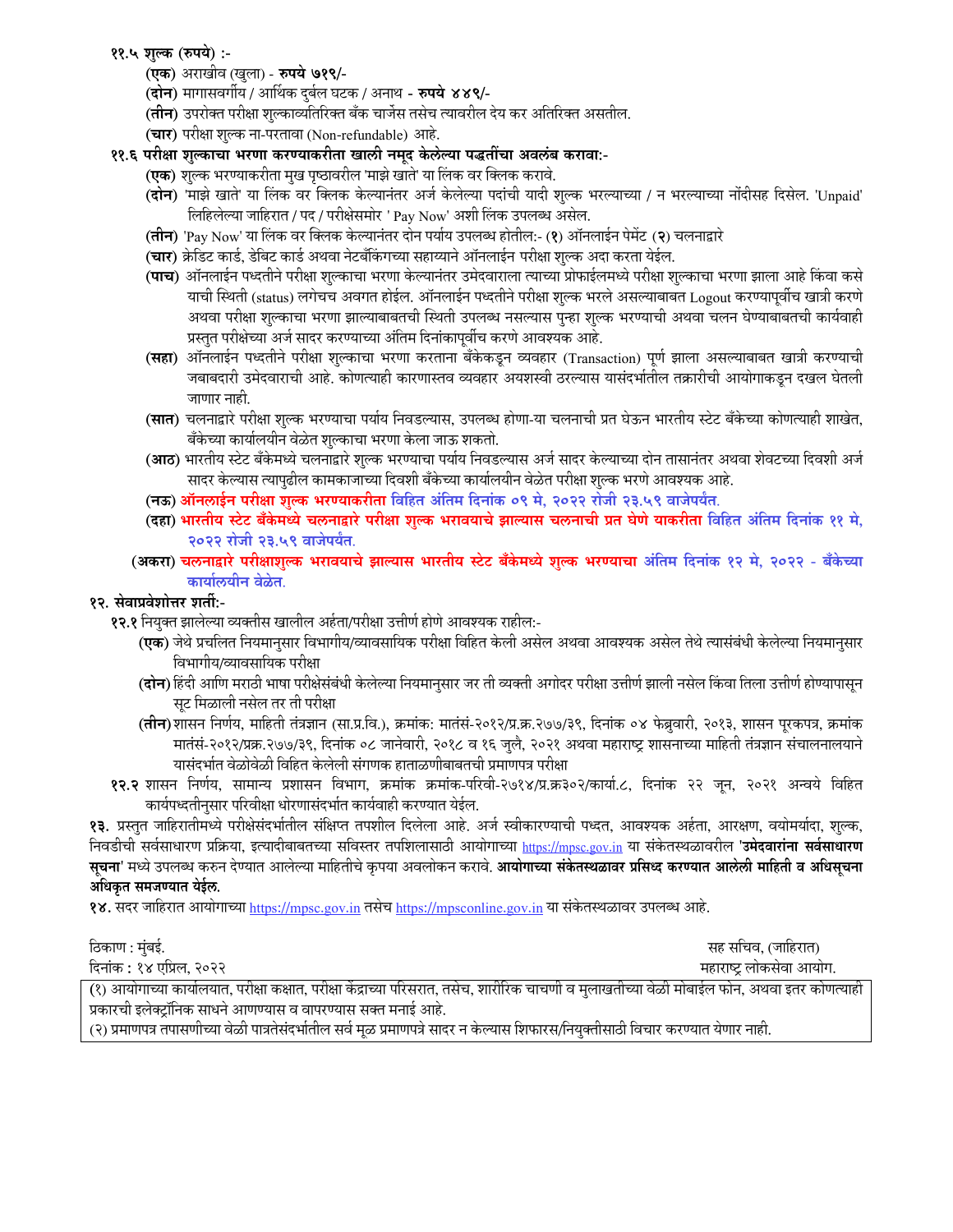**११.५ शुल्क (रुपये) :-**

**(एक)** अराखीव (खुला) - **रुपये ७१९/-**

**(दोन)** मागासवर्गीय / आर्थिक दुर्बल घटक / अनाथ - **रुपये ४४९/-**

**(तीन)** उपरोक्त परीक्षा शुल्काव्यतिरिक्त बँक चार्जेस तसेच त्यावरील देय कर अतिरिक्त असतील.

**(चार)** परीक्षा शुल्क ना-परतावा (Non-refundable) आहे.

**११.६ परीक्षा शुल्काचा भरणा करण्याकरीता खाली नमूद केलेल्या पद्धतींचा अवलंब करावा:-**

**(एक)** शुल्क भरण्याकरीता मुख पृष्ठावरील 'माझे खाते' या लिंक वर क्लिक करावे.

**(दोन)** 'माझे खाते' या लिंक वर क्लिक केल्यानंतर अर्ज केलेल्या पदांची यादी शुल्क भरल्याच्या / न भरल्याच्या नोंदीसह दिसेल. 'Unpaid' लिहिलेल्या जाहिरात / पद / परीक्षेसमोर ' Pay Now' अशी लिंक उपलब्ध असेल.

**(तीन)** 'Pay Now' या लिंक वर क्लिक केल्यानंतर दोन पर्याय उपलब्ध होतील:- (**१**) ऑनलाईन पेमेंट (**२**) चलनाद्वारे

**(चार)** क्रेडिट कार्ड, डेबिट कार्ड अथवा नेटबँकिंगच्या सहाय्याने ऑनलाईन परीक्षा शुल्क अदा करता येईल.

**(पाच)** ऑनलाईन पध्दतीने परीक्षा शुल्काचा भरणा केल्यानंतर उमेदवाराला त्याच्या प्रोफाईलमध्ये परीक्षा शुल्काचा भरणा झाला आहे किंवा कसे याची स्थिती (status) लगेचच अवगत होईल. ऑनलाईन पध्दतीने परीक्षा शुल्क भरले असल्याबाबत Logout करण्यापूर्वीच खात्री करणे अथवा परीक्षा शुल्काचा भरणा झाल्याबाबतची स्थिती उपलब्ध नसल्यास पुन्हा शुल्क भरण्याची अथवा चलन घेण्याबाबतची कार्यवाही प्रस्तुत परीक्षेच्या अर्ज सादर करण्याच्या अंतिम दिनांकापूर्वीच करणे आवश्यक आहे.

**(सहा)** ऑनलाईन पध्दतीने परीक्षा शुल्काचा भरणा करताना बँकेकडून व्यवहार (Transaction) पूर्ण झाला असल्याबाबत खात्री करण्याची जबाबदारी उमेदवाराची आहे. कोणत्याही कारणास्तव व्यवहार अयशस्वी ठरल्यास यासंदर्भातील तक्रारीची आयोगाकडून दखल घेतली जाणार नाही.

**(सात)** चलनाद्वारे परीक्षा शुल्क भरण्याचा पर्याय निवडल्यास, उपलब्ध होणा-या चलनाची प्रत घेऊन भारतीय स्टेट बँकेच्या कोणत्याही शाखेत, बँकेच्या कार्यालयीन वेळेत शुल्काचा भरणा केला जाऊ शकतो.

**(आठ)** भारतीय स्टेट बँकेमध्ये चलनाद्वारे शुल्क भरण्याचा पर्याय निवडल्यास अर्ज सादर केल्याच्या दोन तासानंतर अथवा शेवटच्या दिवशी अर्ज सादर केल्यास त्यापुढील कामकाजाच्या दिवशी बँकेच्या कार्यालयीन वेळेत परीक्षा शुल्क भरणे आवश्यक आहे.

**(नऊ) ऑनलाईन परीक्षा शुल्क भरण्याकरीता विहित अंतिम दिनांक ०९ मे, २०२२ रोजी २३.५९ वाजेपर्यंत.**

**(दहा) भारतीय स्टेट बँकेमध्ये चलनाद्वारे परीक्षा शुल्क भरावयाचे झाल्यास चलनाची प्रत घेणे याकरीता विहित अंतिम दिनांक ११ मे, २०२२ रोजी २३.५९ वाजेपर्यंत.**

**(अकरा) चलनाद्वारे परीक्षाशुल्क भरावयाचे झाल्यास भारतीय स्टेट बँकेमध्ये शुल्क भरण्याचा अंतिम दिनांक १२ मे, २०२२ - बँकेच्या कार्यालयीन वेळेत.**

## १२. सेवाप्रवेशोत्तर शर्ती:-

**१२.१** नियुक्त झालेल्या व्यक्तीस खालील अर्हता/परीक्षा उत्तीर्ण होणे आवश्यक राहील:-

**(एक)** जेथे प्रचलित नियमानुसार विभागीय/व्यावसायिक परीक्षा विहित केली असेल अथवा आवश्यक असेल तेथे त्यासंबंधी केलेल्या नियमानुसार विभागीय/व्यावसायिक परीक्षा

**(दोन)** हिंदी आणि मराठी भाषा परीक्षेसंबंधी केलेल्या नियमानुसार जर ती व्यक्ती अगोदर परीक्षा उत्तीर्ण झाली नसेल किंवा तिला उत्तीर्ण होण्यापासून सूट मिळाली नसेल तर ती परीक्षा

**(तीन)** शासन निर्णय, माहिती तंत्रज्ञान (सा.प्र.वि.), क्रमांक: मातंसं-२०१२/प्र.क्र.२७७/३९, दिनांक ०४ फेब्रुवारी, २०१३, शासन पूरकपत्र, क्रमांक मातंसं-२०१२/प्रक्र.२७७/३९, दिनांक ०८ जानेवारी, २०१८ व १६ जुलै, २०२१ अथवा महाराष्ट्र शासनाच्या माहिती तंत्रज्ञान संचालनालयाने यासंदर्भात वेळोवेळी विहित केलेली संगणक हाताळणीबाबतची प्रमाणपत्र परीक्षा

**१२.२** शासन निर्णय, सामान्य प्रशासन विभाग, क्रमांक क्रमांक-परिवी-२७१४/प्र.क्र३०२/कार्या.८, दिनांक २२ जून, २०२१ अन्वये विहित कार्यपध्दतीनुसार परिवीक्षा धोरणासंदर्भात कार्यवाही करण्यात येईल.

**१३.** प्रस्तुत जाहिरातीमध्ये परीक्षेसंदर्भातील संक्षिप्त तपशील दिलेला आहे. अर्ज स्वीकारण्याची पध्दत, आवश्यक अर्हता, आरक्षण, वयोमर्यादा, शुल्क, निवडीची सर्वसाधारण प्रक्रिया, इत्यादीबाबतच्या सविस्तर तपशिलासाठी आयोगाच्या https://mpsc.gov.in या संकेतस्थळावरील **'उमेदवारांना सर्वसाधारण सूचना'** मध्ये उपलब्ध करुन देण्यात आलेल्या माहितीचे कृपया अवलोकन करावे. **आयोगाच्या संकेतस्थळावर प्रसिध्द करण्यात आलेली माहिती व अधिसूचना अधिकृत समजण्यात येईल.**

**१४.** सदर जाहिरात आयोगाच्या https://mpsc.gov.in तसेच https://mpsconline.gov.in या संकेतस्थळावर उपलब्ध आहे.

ठिकाण : मुंबई.
दिनांक : १४ एप्रिल, २०२२

सह सचिव, (जाहिरात)
महाराष्ट्र लोकसेवा आयोग.

(१) आयोगाच्या कार्यालयात, परीक्षा कक्षात, परीक्षा केंद्राच्या परिसरात, तसेच, शारीरिक चाचणी व मुलाखतीच्या वेळी मोबाईल फोन, अथवा इतर कोणत्याही प्रकारची इलेक्ट्रॉनिक साधने आणण्यास व वापरण्यास सक्त मनाई आहे.

(२) प्रमाणपत्र तपासणीच्या वेळी पात्रतेसंदर्भातील सर्व मूळ प्रमाणपत्रे सादर न केल्यास शिफारस/नियुक्तीसाठी विचार करण्यात येणार नाही.